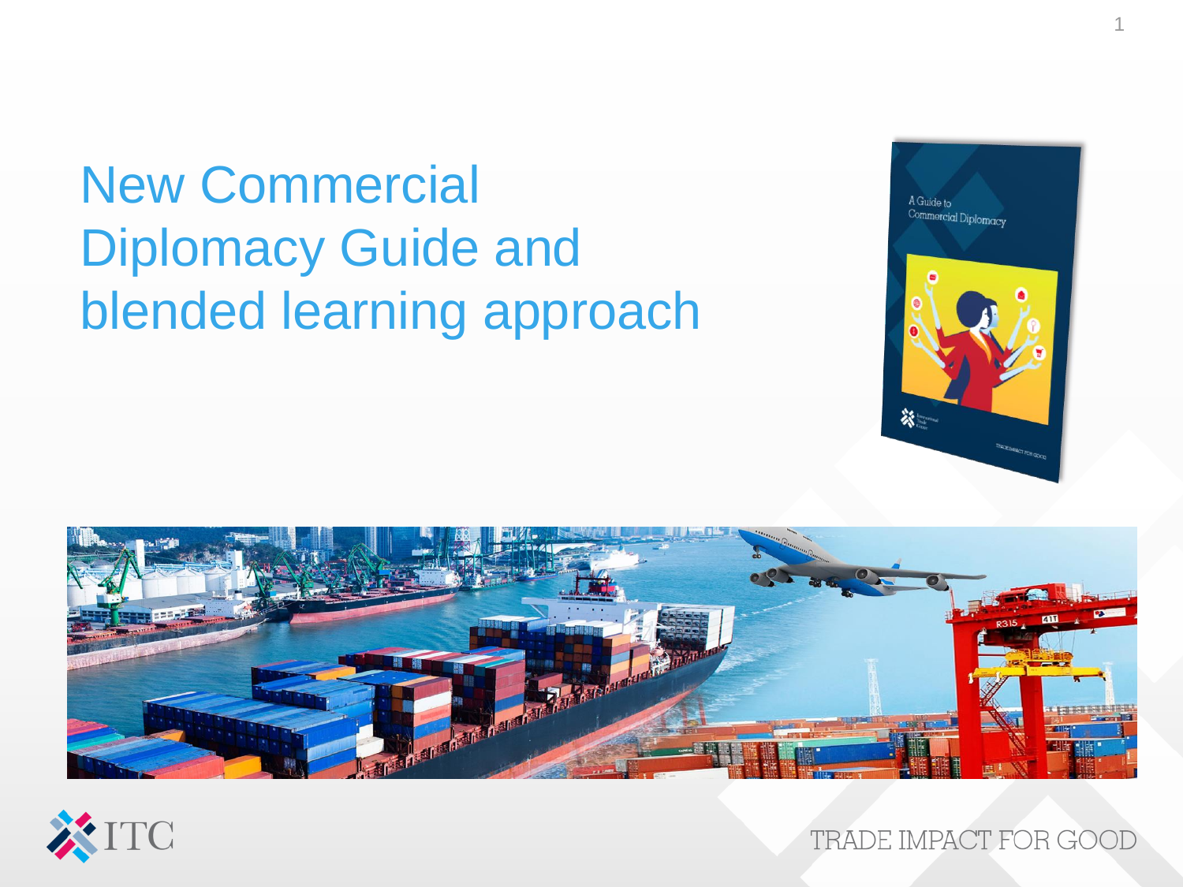# New Commercial Diplomacy Guide and blended learning approach

TRADE IMPACT FOR GOOD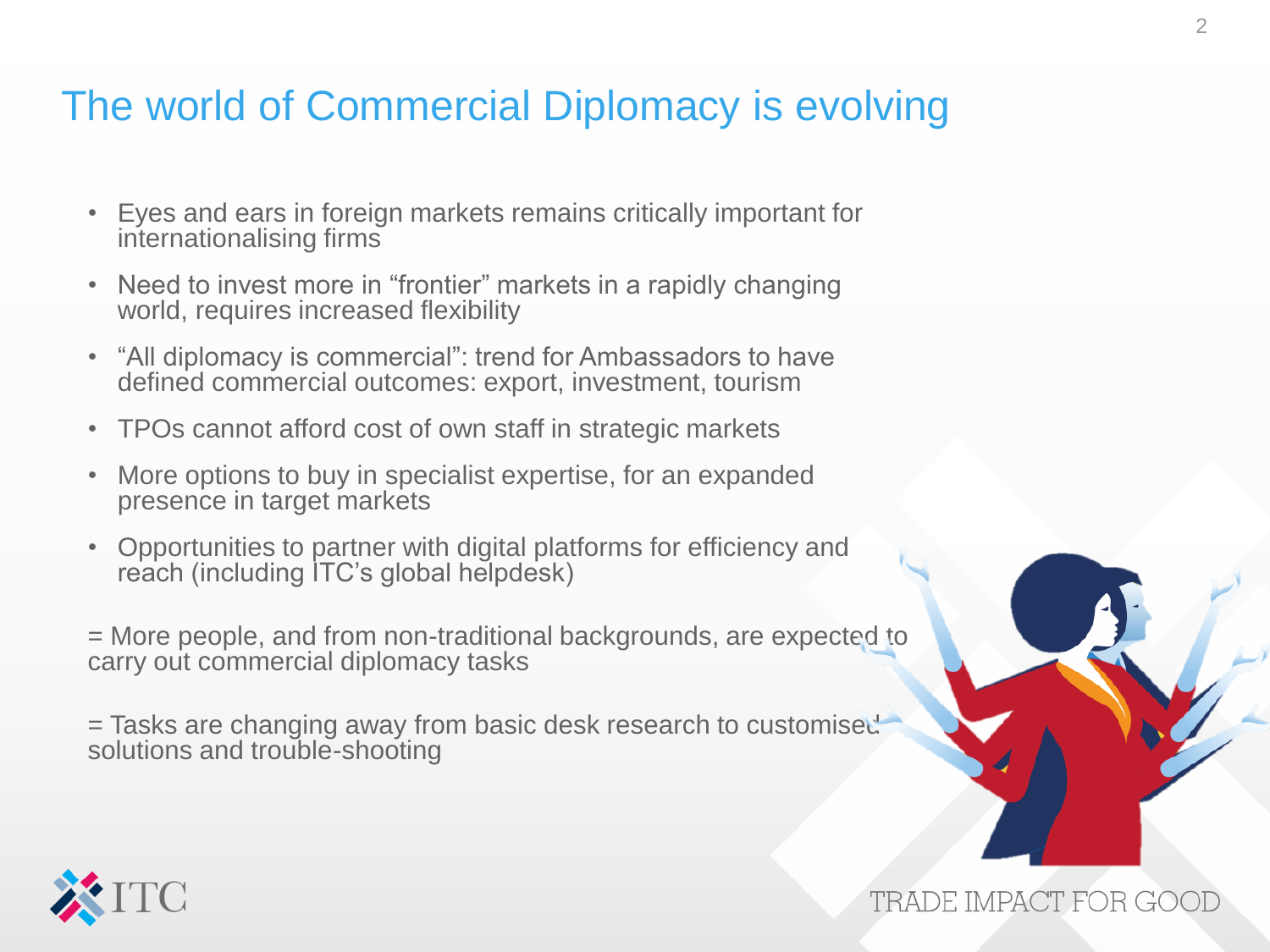# The world of Commercial Diplomacy is evolving

- Eyes and ears in foreign markets remains critically important for internationalising firms
- Need to invest more in "frontier" markets in a rapidly changing world, requires increased flexibility
- "All diplomacy is commercial": trend for Ambassadors to have defined commercial outcomes: export, investment, tourism
- TPOs cannot afford cost of own staff in strategic markets
- More options to buy in specialist expertise, for an expanded presence in target markets
- Opportunities to partner with digital platforms for efficiency and reach (including ITC's global helpdesk)

= More people, and from non-traditional backgrounds, are expected to carry out commercial diplomacy tasks

= Tasks are changing away from basic desk research to customised solutions and trouble-shooting

ITC

TRADE IMPACT FOR GOOD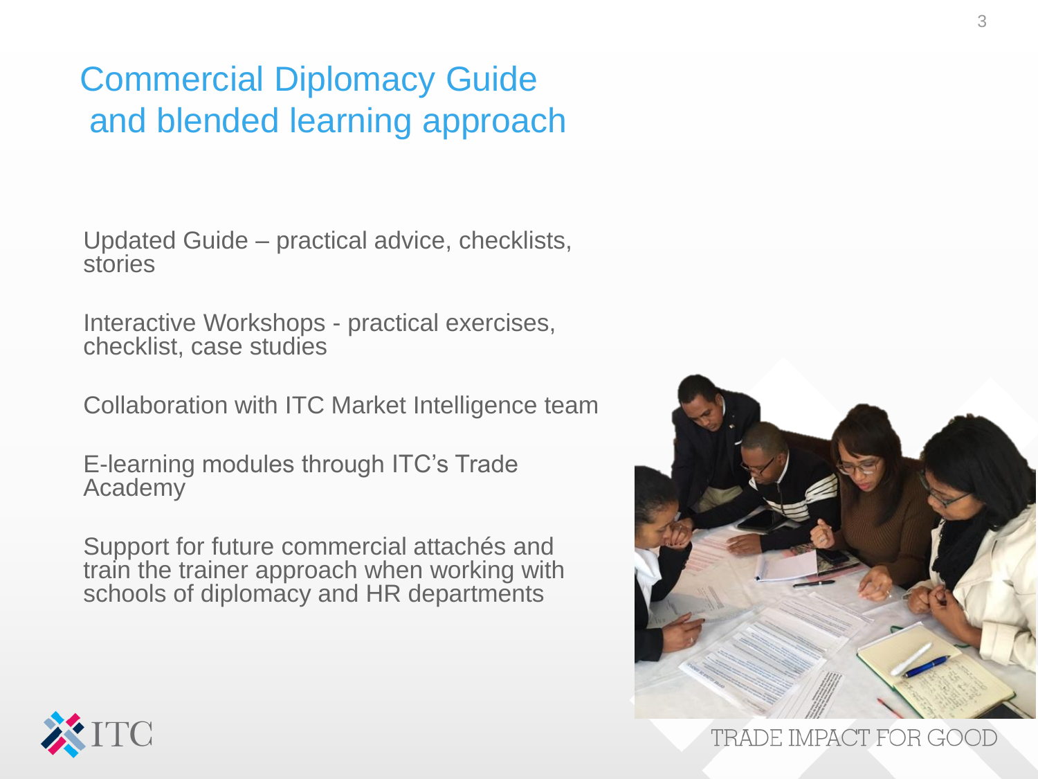# Commercial Diplomacy Guide and blended learning approach

Updated Guide – practical advice, checklists, stories

Interactive Workshops - practical exercises, checklist, case studies

Collaboration with ITC Market Intelligence team

E-learning modules through ITC's Trade Academy

Support for future commercial attachés and train the trainer approach when working with schools of diplomacy and HR departments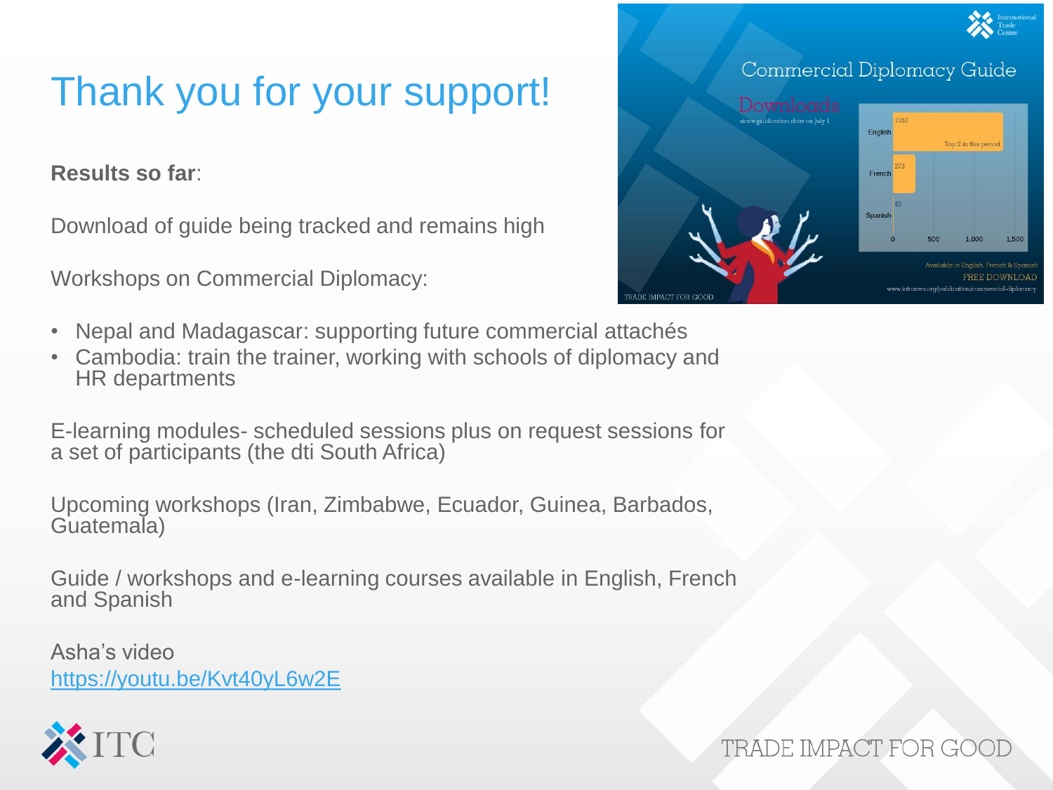# Thank you for your support!

**Results so far**:

Download of guide being tracked and remains high

Workshops on Commercial Diplomacy:

- Nepal and Madagascar: supporting future commercial attachés
- Cambodia: train the trainer, working with schools of diplomacy and HR departments

E-learning modules- scheduled sessions plus on request sessions for a set of participants (the dti South Africa)

Upcoming workshops (Iran, Zimbabwe, Ecuador, Guinea, Barbados, Guatemala)

Guide / workshops and e-learning courses available in English, French and Spanish

Asha's video
https://youtu.be/Kvt40yL6w2E

International Trade Centre

Commercial Diplomacy Guide

Downloads

since publication date on July 1

English
1353
Top 2 in this period

French
273

Spanish
83

0
500
1,000
1,500

Available in English, French & Spanish
FREE DOWNLOAD
www.intracen.org/publication/commercial-diplomacy

TRADE IMPACT FOR GOOD